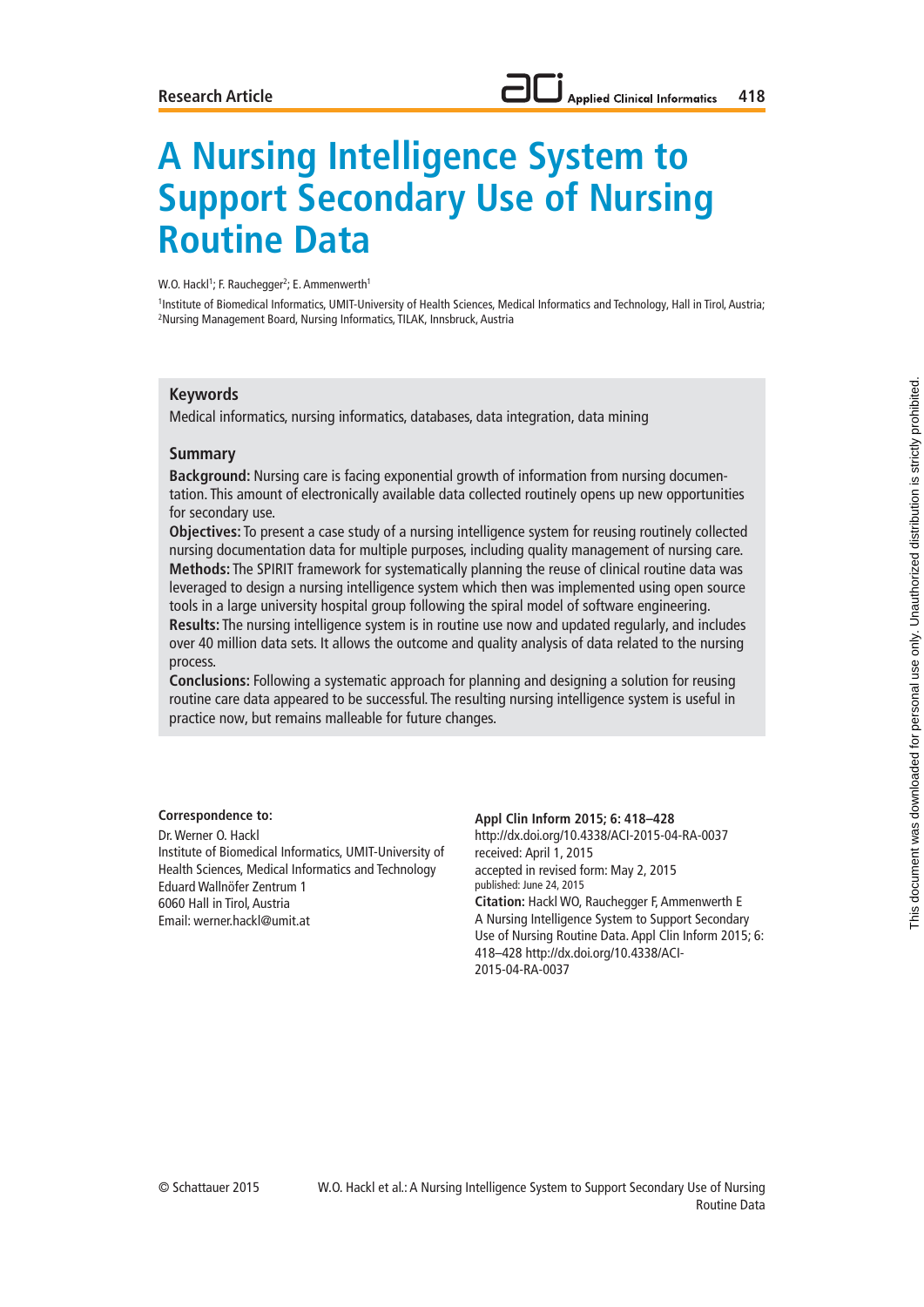Research Article

# A Nursing Intelligence System to Support Secondary Use of Nursing Routine Data

W.O. Hackl[1]; F. Rauchegger[2]; E. Ammenwerth[1]

[1]Institute of Biomedical Informatics, UMIT-University of Health Sciences, Medical Informatics and Technology, Hall in Tirol, Austria;
[2]Nursing Management Board, Nursing Informatics, TILAK, Innsbruck, Austria

## Keywords

Medical informatics, nursing informatics, databases, data integration, data mining

## Summary

**Background:** Nursing care is facing exponential growth of information from nursing documentation. This amount of electronically available data collected routinely opens up new opportunities for secondary use.

**Objectives:** To present a case study of a nursing intelligence system for reusing routinely collected nursing documentation data for multiple purposes, including quality management of nursing care.

**Methods:** The SPIRIT framework for systematically planning the reuse of clinical routine data was leveraged to design a nursing intelligence system which then was implemented using open source tools in a large university hospital group following the spiral model of software engineering.

**Results:** The nursing intelligence system is in routine use now and updated regularly, and includes over 40 million data sets. It allows the outcome and quality analysis of data related to the nursing process.

**Conclusions:** Following a systematic approach for planning and designing a solution for reusing routine care data appeared to be successful. The resulting nursing intelligence system is useful in practice now, but remains malleable for future changes.

**Correspondence to:**
Dr. Werner O. Hackl
Institute of Biomedical Informatics, UMIT-University of Health Sciences, Medical Informatics and Technology
Eduard Wallnöfer Zentrum 1
6060 Hall in Tirol, Austria
Email: werner.hackl@umit.at

**Appl Clin Inform 2015; 6: 418–428**
http://dx.doi.org/10.4338/ACI-2015-04-RA-0037
received: April 1, 2015
accepted in revised form: May 2, 2015
published: June 24, 2015
**Citation:** Hackl WO, Rauchegger F, Ammenwerth E
A Nursing Intelligence System to Support Secondary Use of Nursing Routine Data. Appl Clin Inform 2015; 6: 418–428 http://dx.doi.org/10.4338/ACI-2015-04-RA-0037

© Schattauer 2015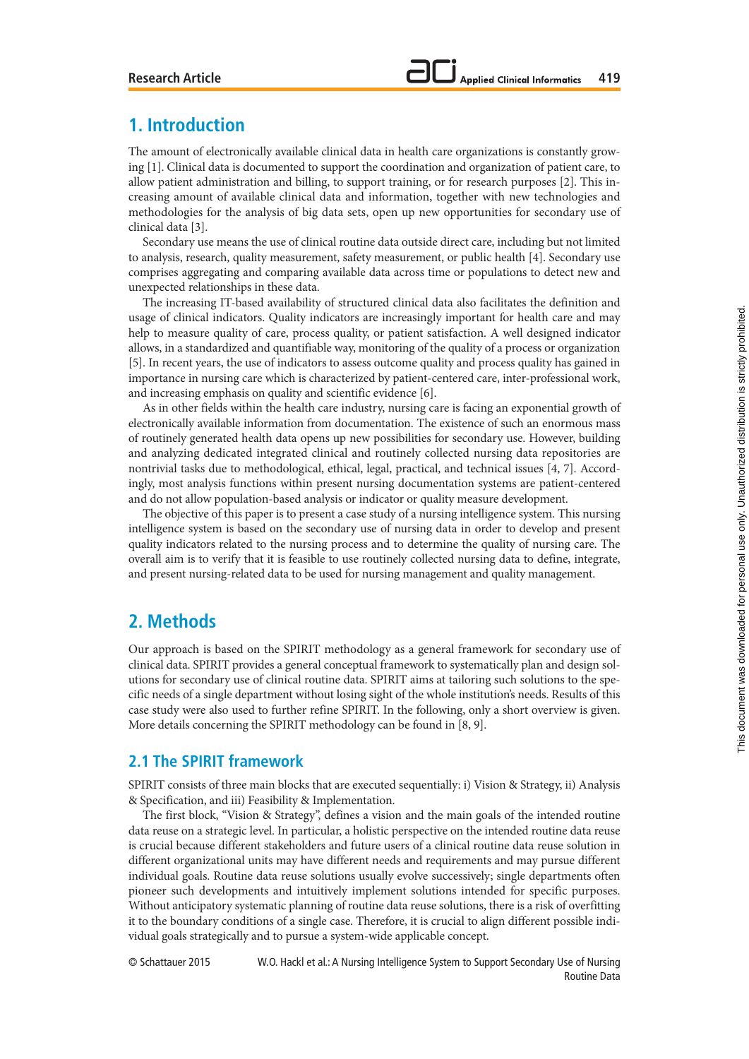## 1. Introduction

The amount of electronically available clinical data in health care organizations is constantly growing [1]. Clinical data is documented to support the coordination and organization of patient care, to allow patient administration and billing, to support training, or for research purposes [2]. This increasing amount of available clinical data and information, together with new technologies and methodologies for the analysis of big data sets, open up new opportunities for secondary use of clinical data [3].

Secondary use means the use of clinical routine data outside direct care, including but not limited to analysis, research, quality measurement, safety measurement, or public health [4]. Secondary use comprises aggregating and comparing available data across time or populations to detect new and unexpected relationships in these data.

The increasing IT-based availability of structured clinical data also facilitates the definition and usage of clinical indicators. Quality indicators are increasingly important for health care and may help to measure quality of care, process quality, or patient satisfaction. A well designed indicator allows, in a standardized and quantifiable way, monitoring of the quality of a process or organization [5]. In recent years, the use of indicators to assess outcome quality and process quality has gained in importance in nursing care which is characterized by patient-centered care, inter-professional work, and increasing emphasis on quality and scientific evidence [6].

As in other fields within the health care industry, nursing care is facing an exponential growth of electronically available information from documentation. The existence of such an enormous mass of routinely generated health data opens up new possibilities for secondary use. However, building and analyzing dedicated integrated clinical and routinely collected nursing data repositories are nontrivial tasks due to methodological, ethical, legal, practical, and technical issues [4, 7]. Accordingly, most analysis functions within present nursing documentation systems are patient-centered and do not allow population-based analysis or indicator or quality measure development.

The objective of this paper is to present a case study of a nursing intelligence system. This nursing intelligence system is based on the secondary use of nursing data in order to develop and present quality indicators related to the nursing process and to determine the quality of nursing care. The overall aim is to verify that it is feasible to use routinely collected nursing data to define, integrate, and present nursing-related data to be used for nursing management and quality management.

## 2. Methods

Our approach is based on the SPIRIT methodology as a general framework for secondary use of clinical data. SPIRIT provides a general conceptual framework to systematically plan and design solutions for secondary use of clinical routine data. SPIRIT aims at tailoring such solutions to the specific needs of a single department without losing sight of the whole institution's needs. Results of this case study were also used to further refine SPIRIT. In the following, only a short overview is given. More details concerning the SPIRIT methodology can be found in [8, 9].

### 2.1 The SPIRIT framework

SPIRIT consists of three main blocks that are executed sequentially: i) Vision & Strategy, ii) Analysis & Specification, and iii) Feasibility & Implementation.

The first block, "Vision & Strategy", defines a vision and the main goals of the intended routine data reuse on a strategic level. In particular, a holistic perspective on the intended routine data reuse is crucial because different stakeholders and future users of a clinical routine data reuse solution in different organizational units may have different needs and requirements and may pursue different individual goals. Routine data reuse solutions usually evolve successively; single departments often pioneer such developments and intuitively implement solutions intended for specific purposes. Without anticipatory systematic planning of routine data reuse solutions, there is a risk of overfitting it to the boundary conditions of a single case. Therefore, it is crucial to align different possible individual goals strategically and to pursue a system-wide applicable concept.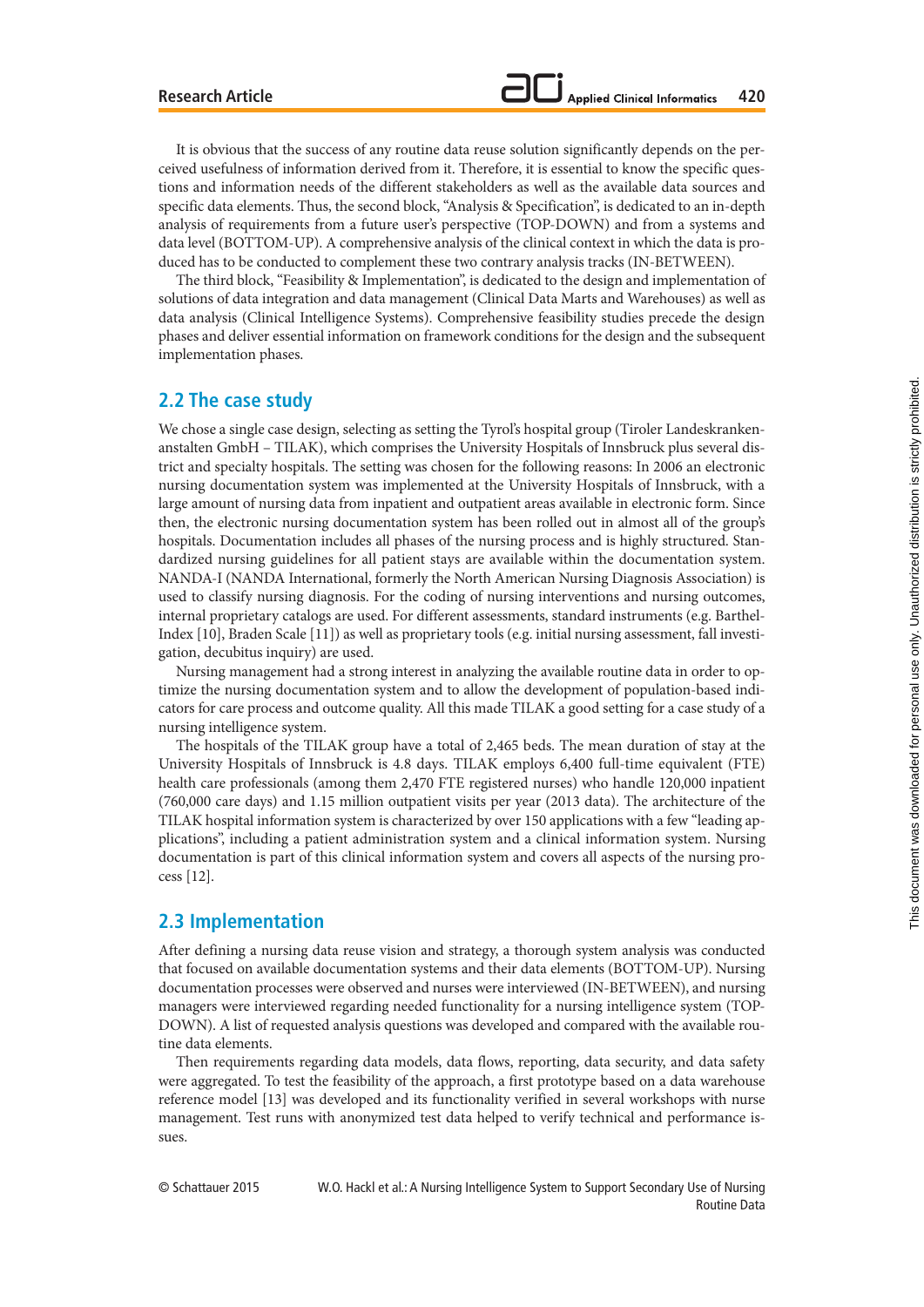It is obvious that the success of any routine data reuse solution significantly depends on the perceived usefulness of information derived from it. Therefore, it is essential to know the specific questions and information needs of the different stakeholders as well as the available data sources and specific data elements. Thus, the second block, "Analysis & Specification", is dedicated to an in-depth analysis of requirements from a future user's perspective (TOP-DOWN) and from a systems and data level (BOTTOM-UP). A comprehensive analysis of the clinical context in which the data is produced has to be conducted to complement these two contrary analysis tracks (IN-BETWEEN).

The third block, "Feasibility & Implementation", is dedicated to the design and implementation of solutions of data integration and data management (Clinical Data Marts and Warehouses) as well as data analysis (Clinical Intelligence Systems). Comprehensive feasibility studies precede the design phases and deliver essential information on framework conditions for the design and the subsequent implementation phases.

## 2.2 The case study

We chose a single case design, selecting as setting the Tyrol's hospital group (Tiroler Landeskrankenanstalten GmbH – TILAK), which comprises the University Hospitals of Innsbruck plus several district and specialty hospitals. The setting was chosen for the following reasons: In 2006 an electronic nursing documentation system was implemented at the University Hospitals of Innsbruck, with a large amount of nursing data from inpatient and outpatient areas available in electronic form. Since then, the electronic nursing documentation system has been rolled out in almost all of the group's hospitals. Documentation includes all phases of the nursing process and is highly structured. Standardized nursing guidelines for all patient stays are available within the documentation system. NANDA-I (NANDA International, formerly the North American Nursing Diagnosis Association) is used to classify nursing diagnosis. For the coding of nursing interventions and nursing outcomes, internal proprietary catalogs are used. For different assessments, standard instruments (e.g. Barthel-Index [10], Braden Scale [11]) as well as proprietary tools (e.g. initial nursing assessment, fall investigation, decubitus inquiry) are used.

Nursing management had a strong interest in analyzing the available routine data in order to optimize the nursing documentation system and to allow the development of population-based indicators for care process and outcome quality. All this made TILAK a good setting for a case study of a nursing intelligence system.

The hospitals of the TILAK group have a total of 2,465 beds. The mean duration of stay at the University Hospitals of Innsbruck is 4.8 days. TILAK employs 6,400 full-time equivalent (FTE) health care professionals (among them 2,470 FTE registered nurses) who handle 120,000 inpatient (760,000 care days) and 1.15 million outpatient visits per year (2013 data). The architecture of the TILAK hospital information system is characterized by over 150 applications with a few "leading applications", including a patient administration system and a clinical information system. Nursing documentation is part of this clinical information system and covers all aspects of the nursing process [12].

## 2.3 Implementation

After defining a nursing data reuse vision and strategy, a thorough system analysis was conducted that focused on available documentation systems and their data elements (BOTTOM-UP). Nursing documentation processes were observed and nurses were interviewed (IN-BETWEEN), and nursing managers were interviewed regarding needed functionality for a nursing intelligence system (TOP-DOWN). A list of requested analysis questions was developed and compared with the available routine data elements.

Then requirements regarding data models, data flows, reporting, data security, and data safety were aggregated. To test the feasibility of the approach, a first prototype based on a data warehouse reference model [13] was developed and its functionality verified in several workshops with nurse management. Test runs with anonymized test data helped to verify technical and performance issues.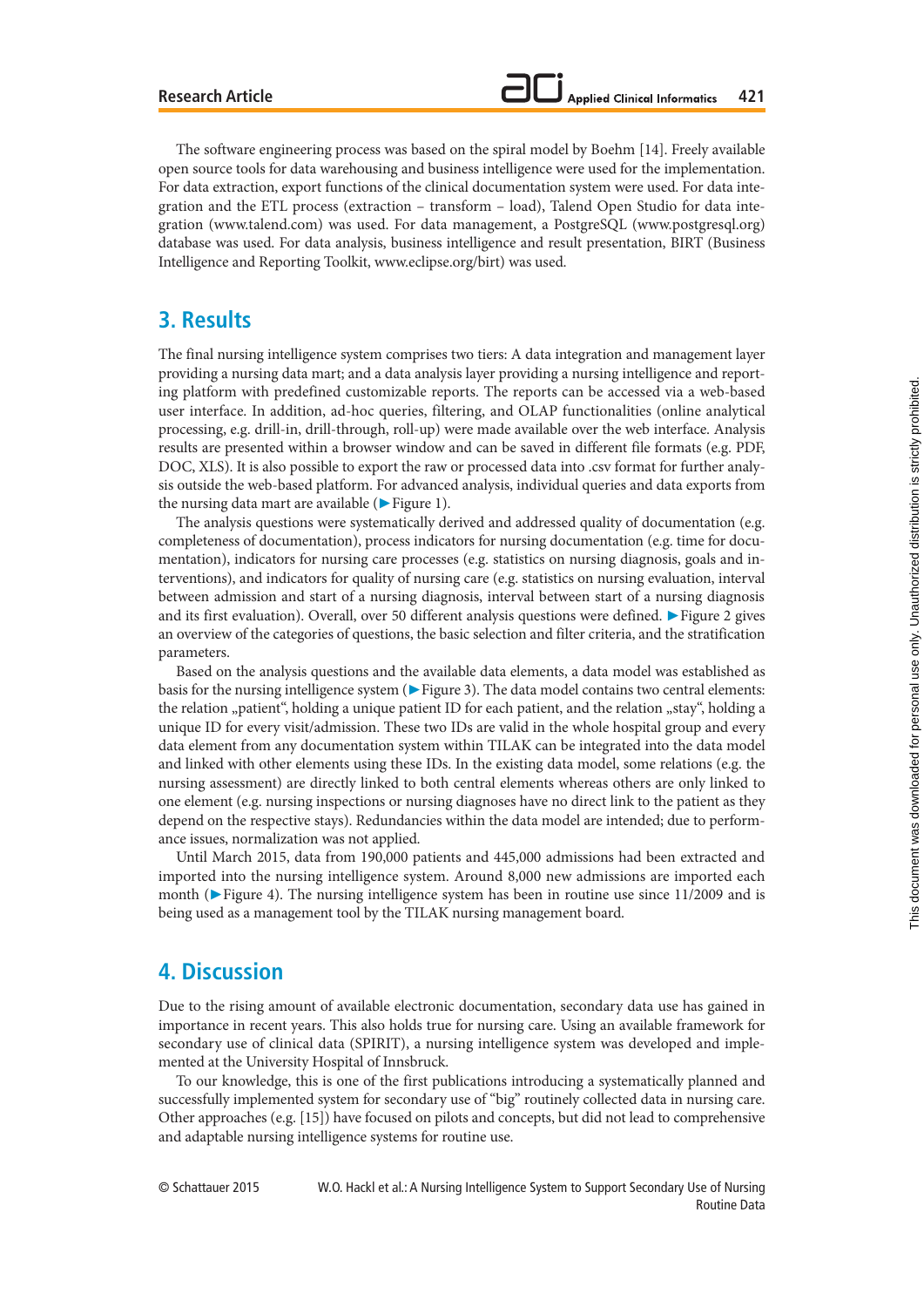The software engineering process was based on the spiral model by Boehm [14]. Freely available open source tools for data warehousing and business intelligence were used for the implementation. For data extraction, export functions of the clinical documentation system were used. For data integration and the ETL process (extraction – transform – load), Talend Open Studio for data integration (www.talend.com) was used. For data management, a PostgreSQL (www.postgresql.org) database was used. For data analysis, business intelligence and result presentation, BIRT (Business Intelligence and Reporting Toolkit, www.eclipse.org/birt) was used.

## 3. Results

The final nursing intelligence system comprises two tiers: A data integration and management layer providing a nursing data mart; and a data analysis layer providing a nursing intelligence and reporting platform with predefined customizable reports. The reports can be accessed via a web-based user interface. In addition, ad-hoc queries, filtering, and OLAP functionalities (online analytical processing, e.g. drill-in, drill-through, roll-up) were made available over the web interface. Analysis results are presented within a browser window and can be saved in different file formats (e.g. PDF, DOC, XLS). It is also possible to export the raw or processed data into .csv format for further analysis outside the web-based platform. For advanced analysis, individual queries and data exports from the nursing data mart are available (►Figure 1).

The analysis questions were systematically derived and addressed quality of documentation (e.g. completeness of documentation), process indicators for nursing documentation (e.g. time for documentation), indicators for nursing care processes (e.g. statistics on nursing diagnosis, goals and interventions), and indicators for quality of nursing care (e.g. statistics on nursing evaluation, interval between admission and start of a nursing diagnosis, interval between start of a nursing diagnosis and its first evaluation). Overall, over 50 different analysis questions were defined. ►Figure 2 gives an overview of the categories of questions, the basic selection and filter criteria, and the stratification parameters.

Based on the analysis questions and the available data elements, a data model was established as basis for the nursing intelligence system (►Figure 3). The data model contains two central elements: the relation „patient", holding a unique patient ID for each patient, and the relation „stay", holding a unique ID for every visit/admission. These two IDs are valid in the whole hospital group and every data element from any documentation system within TILAK can be integrated into the data model and linked with other elements using these IDs. In the existing data model, some relations (e.g. the nursing assessment) are directly linked to both central elements whereas others are only linked to one element (e.g. nursing inspections or nursing diagnoses have no direct link to the patient as they depend on the respective stays). Redundancies within the data model are intended; due to performance issues, normalization was not applied.

Until March 2015, data from 190,000 patients and 445,000 admissions had been extracted and imported into the nursing intelligence system. Around 8,000 new admissions are imported each month (►Figure 4). The nursing intelligence system has been in routine use since 11/2009 and is being used as a management tool by the TILAK nursing management board.

## 4. Discussion

Due to the rising amount of available electronic documentation, secondary data use has gained in importance in recent years. This also holds true for nursing care. Using an available framework for secondary use of clinical data (SPIRIT), a nursing intelligence system was developed and implemented at the University Hospital of Innsbruck.

To our knowledge, this is one of the first publications introducing a systematically planned and successfully implemented system for secondary use of "big" routinely collected data in nursing care. Other approaches (e.g. [15]) have focused on pilots and concepts, but did not lead to comprehensive and adaptable nursing intelligence systems for routine use.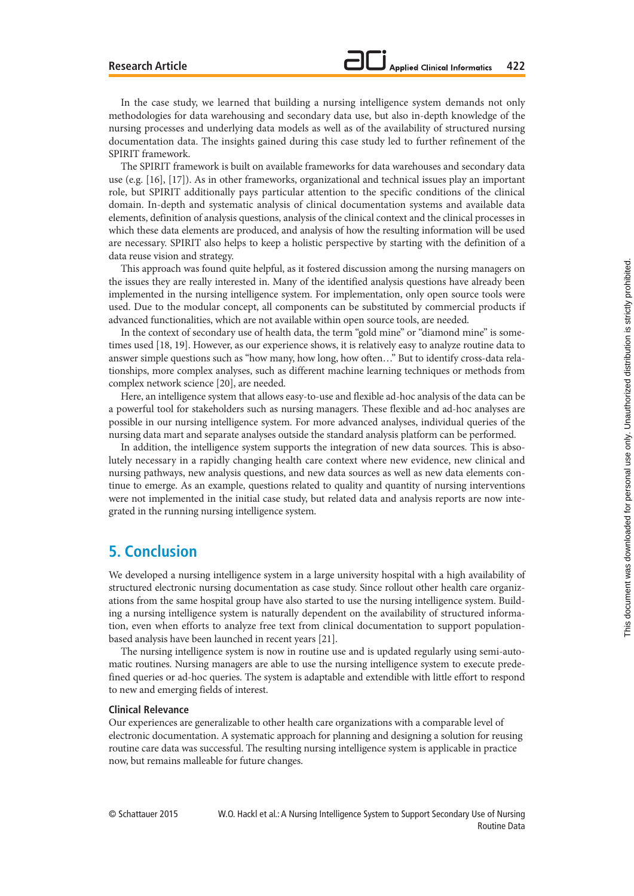In the case study, we learned that building a nursing intelligence system demands not only methodologies for data warehousing and secondary data use, but also in-depth knowledge of the nursing processes and underlying data models as well as of the availability of structured nursing documentation data. The insights gained during this case study led to further refinement of the SPIRIT framework.

The SPIRIT framework is built on available frameworks for data warehouses and secondary data use (e.g. [16], [17]). As in other frameworks, organizational and technical issues play an important role, but SPIRIT additionally pays particular attention to the specific conditions of the clinical domain. In-depth and systematic analysis of clinical documentation systems and available data elements, definition of analysis questions, analysis of the clinical context and the clinical processes in which these data elements are produced, and analysis of how the resulting information will be used are necessary. SPIRIT also helps to keep a holistic perspective by starting with the definition of a data reuse vision and strategy.

This approach was found quite helpful, as it fostered discussion among the nursing managers on the issues they are really interested in. Many of the identified analysis questions have already been implemented in the nursing intelligence system. For implementation, only open source tools were used. Due to the modular concept, all components can be substituted by commercial products if advanced functionalities, which are not available within open source tools, are needed.

In the context of secondary use of health data, the term "gold mine" or "diamond mine" is sometimes used [18, 19]. However, as our experience shows, it is relatively easy to analyze routine data to answer simple questions such as "how many, how long, how often…" But to identify cross-data relationships, more complex analyses, such as different machine learning techniques or methods from complex network science [20], are needed.

Here, an intelligence system that allows easy-to-use and flexible ad-hoc analysis of the data can be a powerful tool for stakeholders such as nursing managers. These flexible and ad-hoc analyses are possible in our nursing intelligence system. For more advanced analyses, individual queries of the nursing data mart and separate analyses outside the standard analysis platform can be performed.

In addition, the intelligence system supports the integration of new data sources. This is absolutely necessary in a rapidly changing health care context where new evidence, new clinical and nursing pathways, new analysis questions, and new data sources as well as new data elements continue to emerge. As an example, questions related to quality and quantity of nursing interventions were not implemented in the initial case study, but related data and analysis reports are now integrated in the running nursing intelligence system.

## 5. Conclusion

We developed a nursing intelligence system in a large university hospital with a high availability of structured electronic nursing documentation as case study. Since rollout other health care organizations from the same hospital group have also started to use the nursing intelligence system. Building a nursing intelligence system is naturally dependent on the availability of structured information, even when efforts to analyze free text from clinical documentation to support population-based analysis have been launched in recent years [21].

The nursing intelligence system is now in routine use and is updated regularly using semi-automatic routines. Nursing managers are able to use the nursing intelligence system to execute predefined queries or ad-hoc queries. The system is adaptable and extendible with little effort to respond to new and emerging fields of interest.

### Clinical Relevance

Our experiences are generalizable to other health care organizations with a comparable level of electronic documentation. A systematic approach for planning and designing a solution for reusing routine care data was successful. The resulting nursing intelligence system is applicable in practice now, but remains malleable for future changes.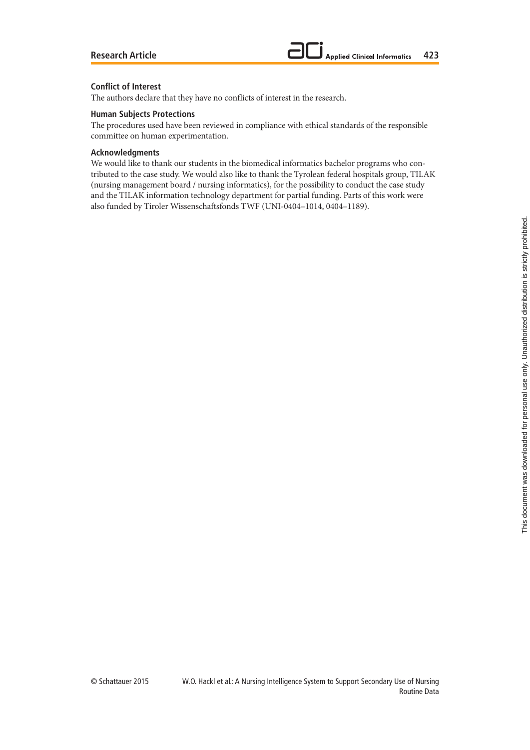## Conflict of Interest

The authors declare that they have no conflicts of interest in the research.

## Human Subjects Protections

The procedures used have been reviewed in compliance with ethical standards of the responsible committee on human experimentation.

## Acknowledgments

We would like to thank our students in the biomedical informatics bachelor programs who contributed to the case study. We would also like to thank the Tyrolean federal hospitals group, TILAK (nursing management board / nursing informatics), for the possibility to conduct the case study and the TILAK information technology department for partial funding. Parts of this work were also funded by Tiroler Wissenschaftsfonds TWF (UNI-0404–1014, 0404–1189).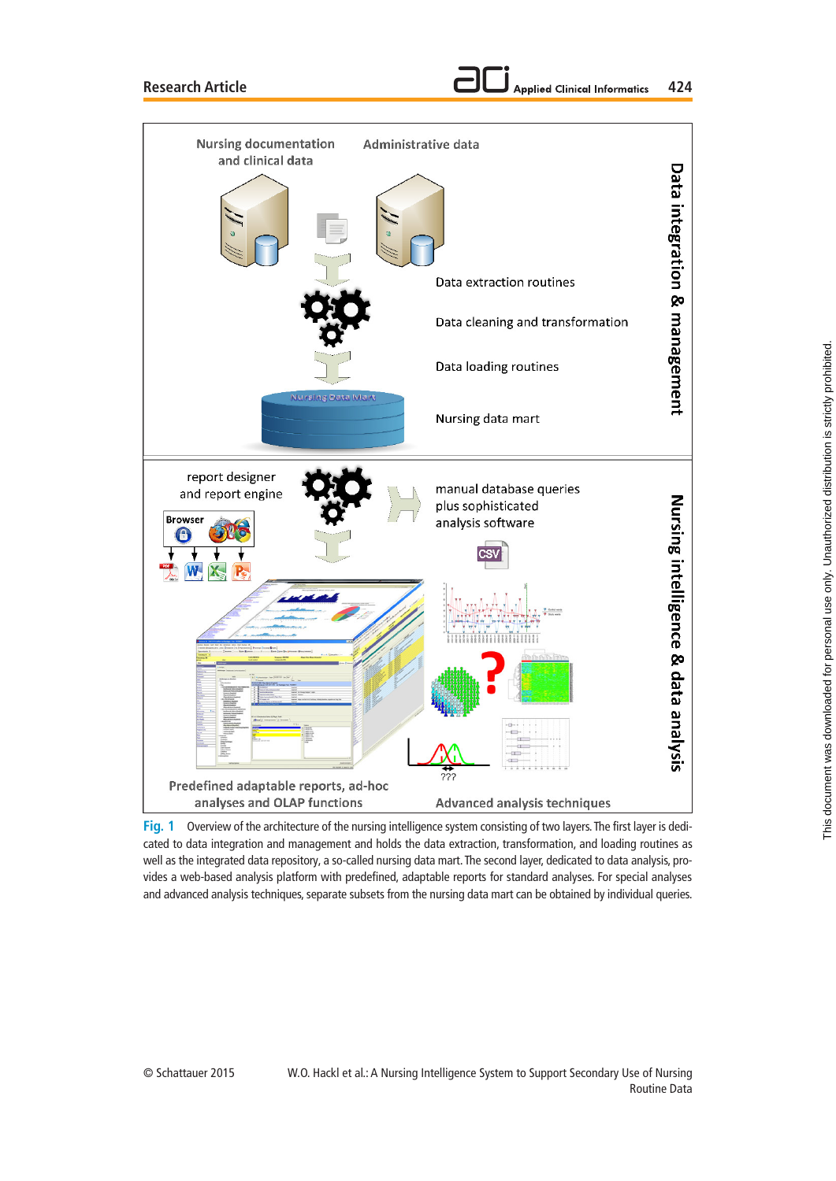**Fig. 1** Overview of the architecture of the nursing intelligence system consisting of two layers. The first layer is dedicated to data integration and management and holds the data extraction, cleaning, transformation, and loading routines as well as the integrated data repository, a so-called nursing data mart. The second layer, dedicated to data analysis, provides a web-based analysis platform with predefined, adaptable reports for standard analyses. For special analyses and advanced analysis techniques, separate subsets from the nursing data mart can be obtained by individual queries.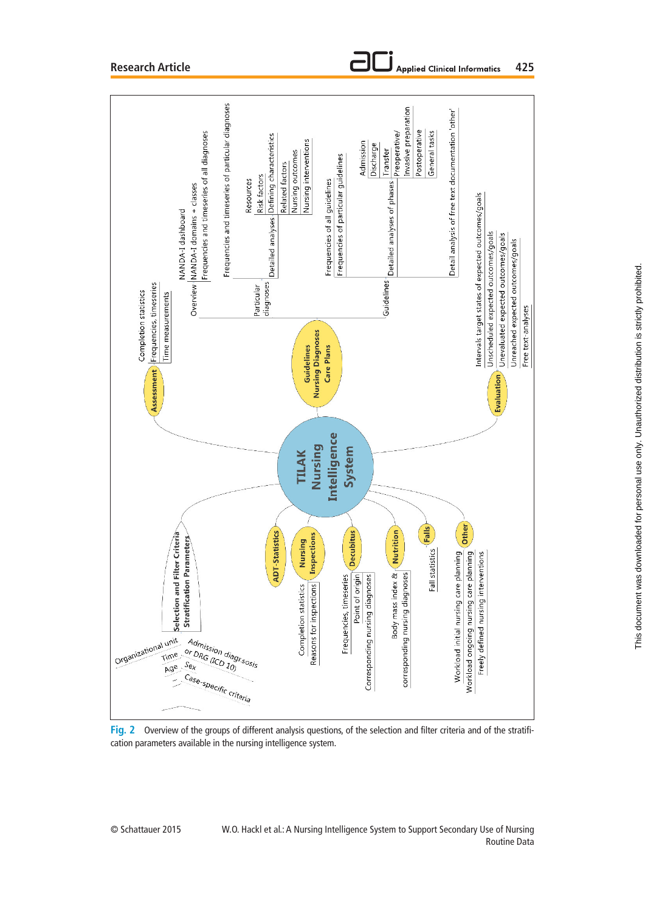**Fig. 2** Overview of the groups of different analysis questions, of the selection and filter criteria and of the stratification parameters available in the nursing intelligence system.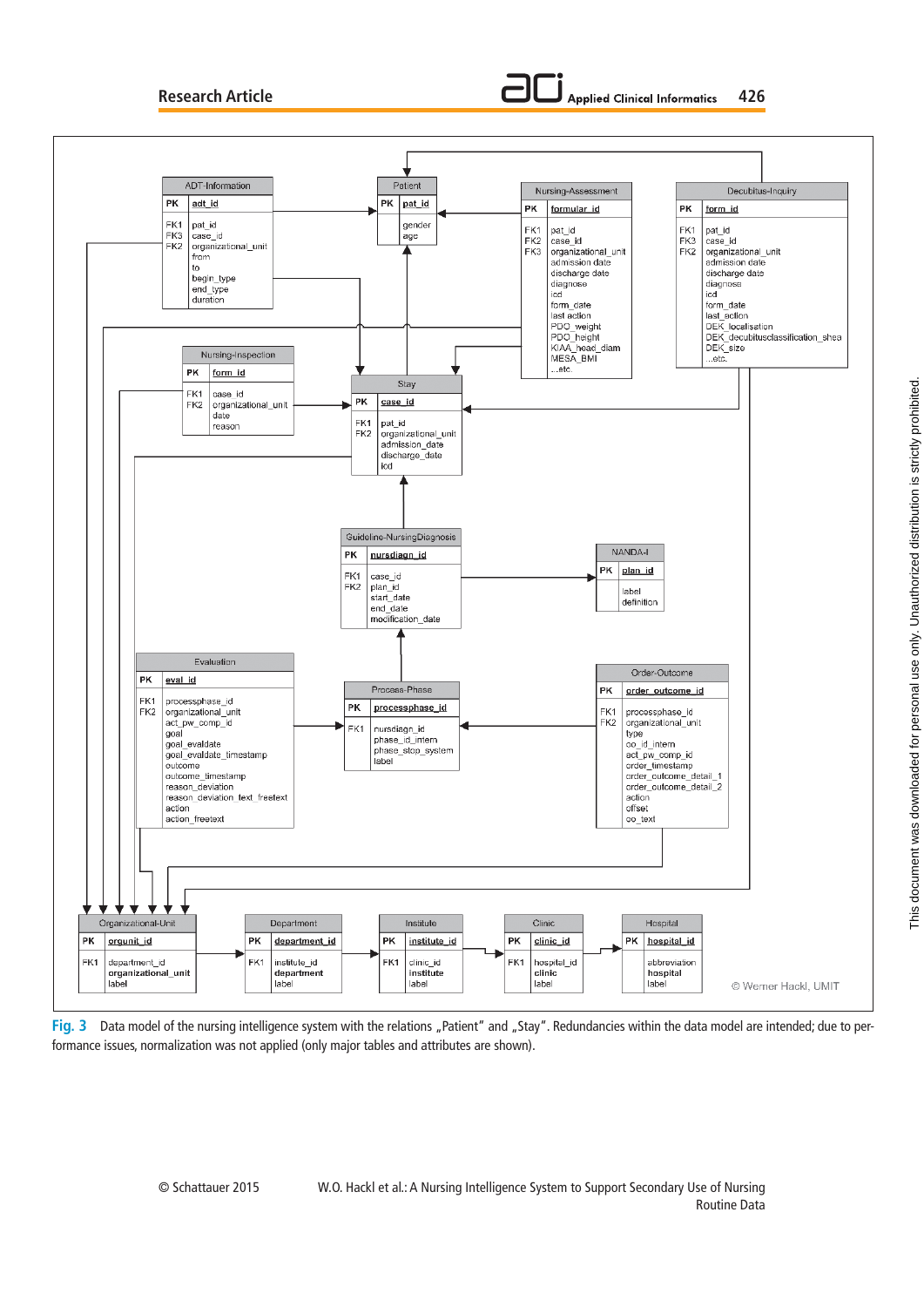Fig. 3 Data model of the nursing intelligence system with the relations „Patient" and „Stay". Redundancies within the data model are intended; due to performance issues, normalization was not applied (only major tables and attributes are shown).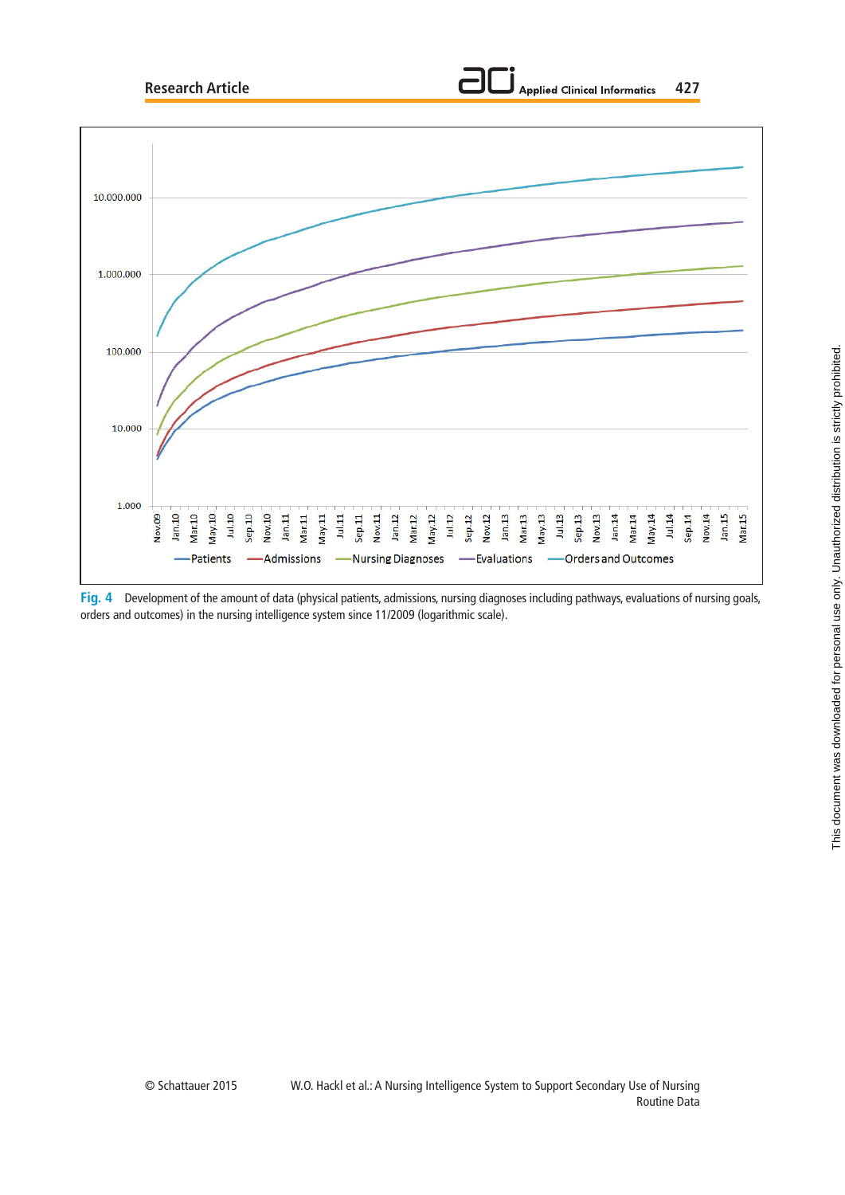**Fig. 4** Development of the amount of data (physical patients, admissions, nursing diagnoses including pathways, evaluations of nursing goals, orders and outcomes) in the nursing intelligence system since 11/2009 (logarithmic scale).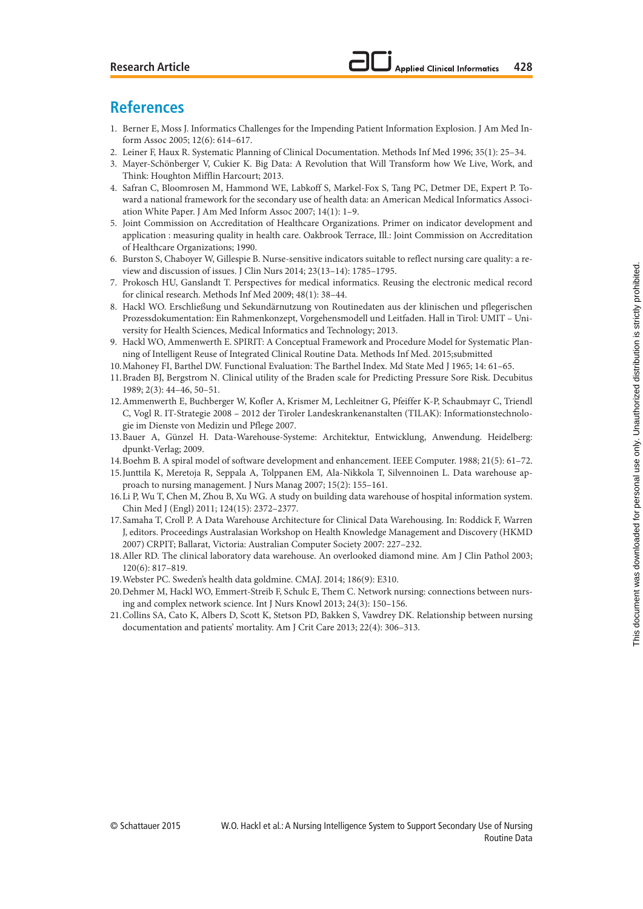## References

1. Berner E, Moss J. Informatics Challenges for the Impending Patient Information Explosion. J Am Med Inform Assoc 2005; 12(6): 614–617.
2. Leiner F, Haux R. Systematic Planning of Clinical Documentation. Methods Inf Med 1996; 35(1): 25–34.
3. Mayer-Schönberger V, Cukier K. Big Data: A Revolution that Will Transform how We Live, Work, and Think: Houghton Mifflin Harcourt; 2013.
4. Safran C, Bloomrosen M, Hammond WE, Labkoff S, Markel-Fox S, Tang PC, Detmer DE, Expert P. Toward a national framework for the secondary use of health data: an American Medical Informatics Association White Paper. J Am Med Inform Assoc 2007; 14(1): 1–9.
5. Joint Commission on Accreditation of Healthcare Organizations. Primer on indicator development and application : measuring quality in health care. Oakbrook Terrace, Ill.: Joint Commission on Accreditation of Healthcare Organizations; 1990.
6. Burston S, Chaboyer W, Gillespie B. Nurse-sensitive indicators suitable to reflect nursing care quality: a review and discussion of issues. J Clin Nurs 2014; 23(13–14): 1785–1795.
7. Prokosch HU, Ganslandt T. Perspectives for medical informatics. Reusing the electronic medical record for clinical research. Methods Inf Med 2009; 48(1): 38–44.
8. Hackl WO. Erschließung und Sekundärnutzung von Routinedaten aus der klinischen und pflegerischen Prozessdokumentation: Ein Rahmenkonzept, Vorgehensmodell und Leitfaden. Hall in Tirol: UMIT – University for Health Sciences, Medical Informatics and Technology; 2013.
9. Hackl WO, Ammenwerth E. SPIRIT: A Conceptual Framework and Procedure Model for Systematic Planning of Intelligent Reuse of Integrated Clinical Routine Data. Methods Inf Med. 2015;submitted
10. Mahoney FI, Barthel DW. Functional Evaluation: The Barthel Index. Md State Med J 1965; 14: 61–65.
11. Braden BJ, Bergstrom N. Clinical utility of the Braden scale for Predicting Pressure Sore Risk. Decubitus 1989; 2(3): 44–46, 50–51.
12. Ammenwerth E, Buchberger W, Kofler A, Krismer M, Lechleitner G, Pfeiffer K-P, Schaubmayr C, Triendl C, Vogl R. IT-Strategie 2008 – 2012 der Tiroler Landeskrankenanstalten (TILAK): Informationstechnologie im Dienste von Medizin und Pflege 2007.
13. Bauer A, Günzel H. Data-Warehouse-Systeme: Architektur, Entwicklung, Anwendung. Heidelberg: dpunkt-Verlag; 2009.
14. Boehm B. A spiral model of software development and enhancement. IEEE Computer. 1988; 21(5): 61–72.
15. Junttila K, Meretoja R, Seppala A, Tolppanen EM, Ala-Nikkola T, Silvennoinen L. Data warehouse approach to nursing management. J Nurs Manag 2007; 15(2): 155–161.
16. Li P, Wu T, Chen M, Zhou B, Xu WG. A study on building data warehouse of hospital information system. Chin Med J (Engl) 2011; 124(15): 2372–2377.
17. Samaha T, Croll P. A Data Warehouse Architecture for Clinical Data Warehousing. In: Roddick F, Warren J, editors. Proceedings Australasian Workshop on Health Knowledge Management and Discovery (HKMD 2007) CRPIT; Ballarat, Victoria: Australian Computer Society 2007: 227–232.
18. Aller RD. The clinical laboratory data warehouse. An overlooked diamond mine. Am J Clin Pathol 2003; 120(6): 817–819.
19. Webster PC. Sweden's health data goldmine. CMAJ. 2014; 186(9): E310.
20. Dehmer M, Hackl WO, Emmert-Streib F, Schulc E, Them C. Network nursing: connections between nursing and complex network science. Int J Nurs Knowl 2013; 24(3): 150–156.
21. Collins SA, Cato K, Albers D, Scott K, Stetson PD, Bakken S, Vawdrey DK. Relationship between nursing documentation and patients' mortality. Am J Crit Care 2013; 22(4): 306–313.